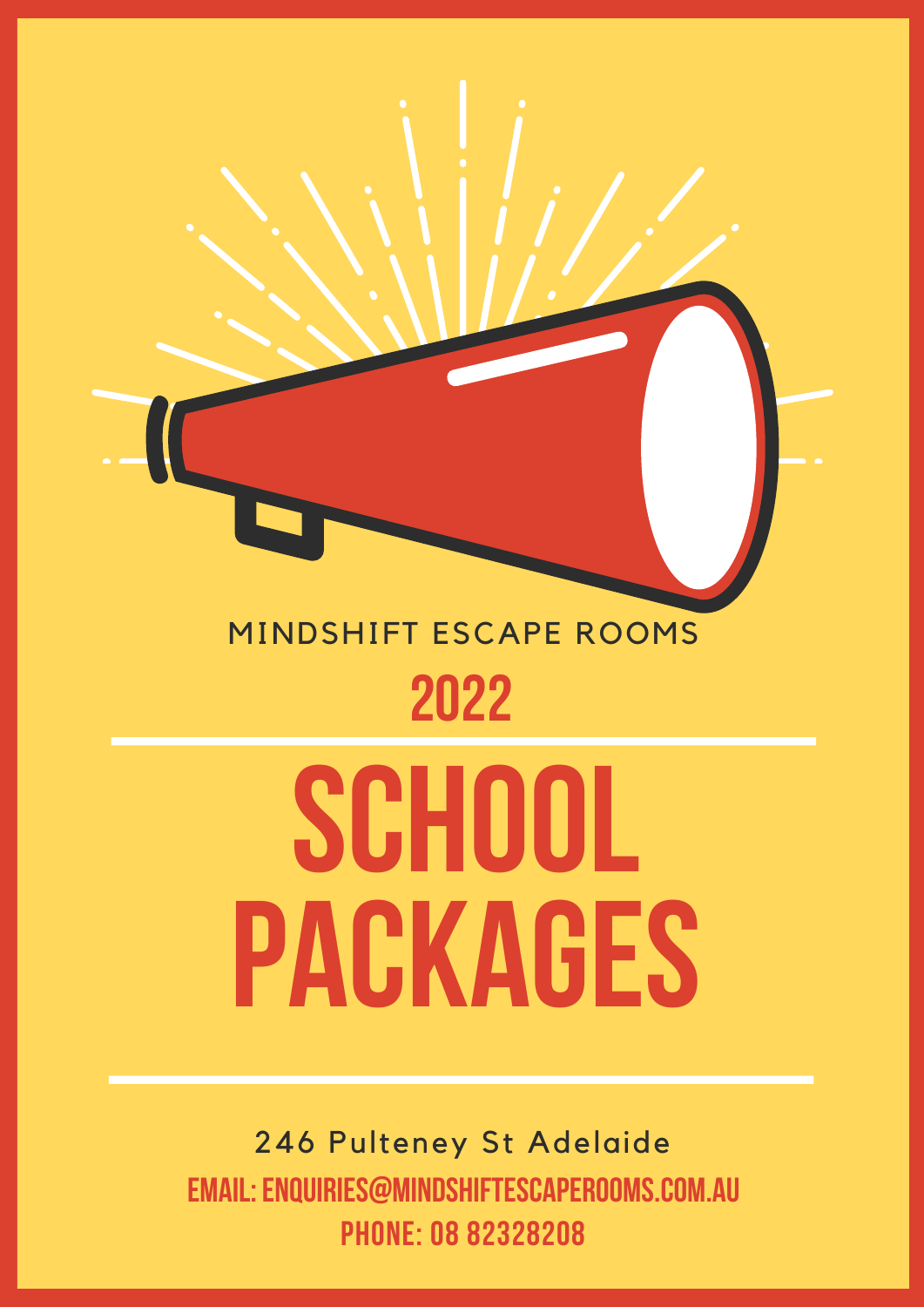MINDSHIFT ESCAPE ROOMS

## 2022

# SCHOOL PACKAGES

246 Pulteney St Adelaide

**EMAIL: ENQUIRIES@MINDSHIFTESCAPEROOMS.COM.AU**

**PHONE: 08 82328208**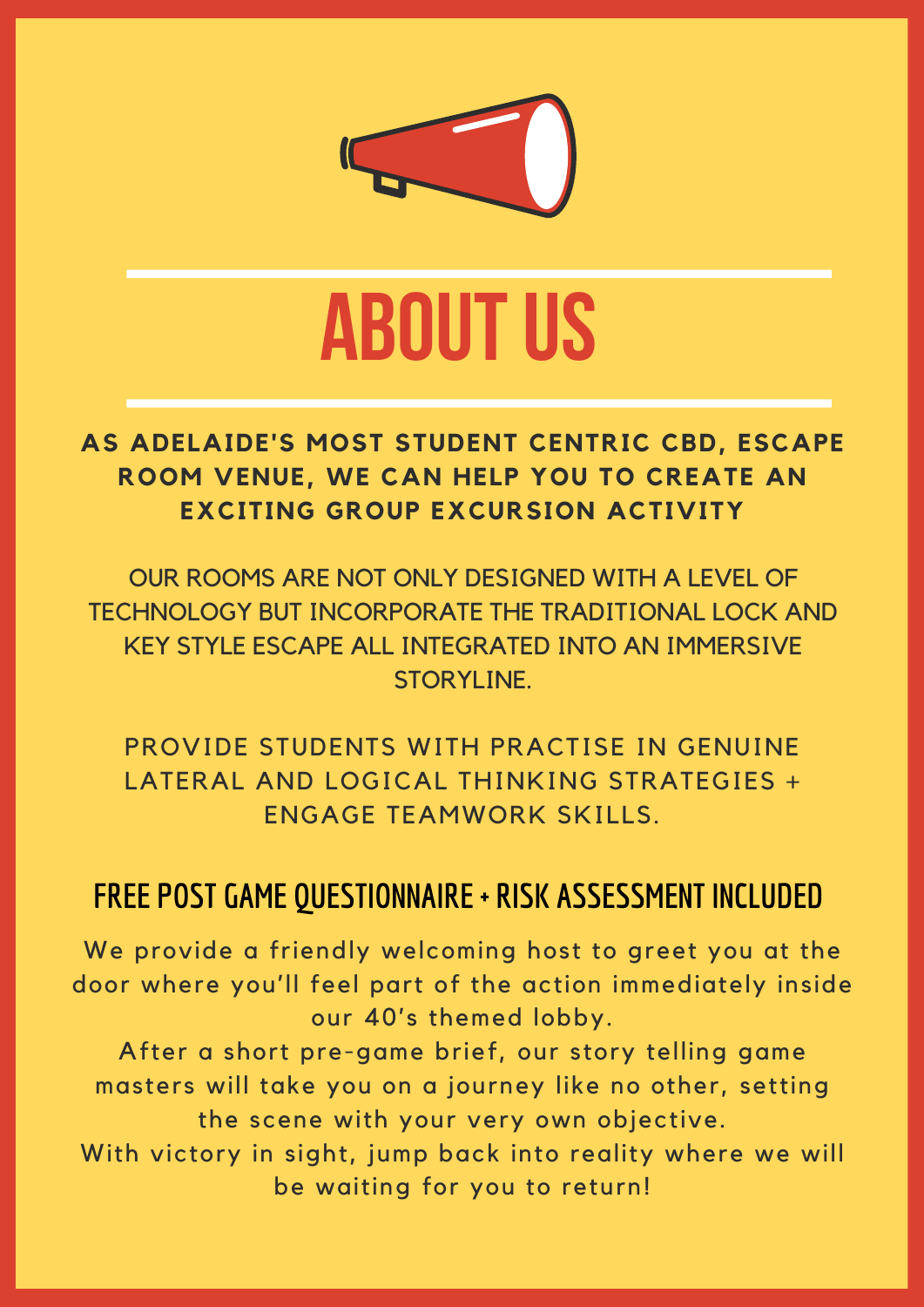# ABOUT US

**AS ADELAIDE'S MOST STUDENT CENTRIC CBD, ESCAPE ROOM VENUE, WE CAN HELP YOU TO CREATE AN EXCITING GROUP EXCURSION ACTIVITY**

OUR ROOMS ARE NOT ONLY DESIGNED WITH A LEVEL OF TECHNOLOGY BUT INCORPORATE THE TRADITIONAL LOCK AND KEY STYLE ESCAPE ALL INTEGRATED INTO AN IMMERSIVE STORYLINE.

PROVIDE STUDENTS WITH PRACTISE IN GENUINE LATERAL AND LOGICAL THINKING STRATEGIES + ENGAGE TEAMWORK SKILLS.

## FREE POST GAME QUESTIONNAIRE + RISK ASSESSMENT INCLUDED

We provide a friendly welcoming host to greet you at the door where you'll feel part of the action immediately inside our 40's themed lobby.
After a short pre-game brief, our story telling game masters will take you on a journey like no other, setting the scene with your very own objective.
With victory in sight, jump back into reality where we will be waiting for you to return!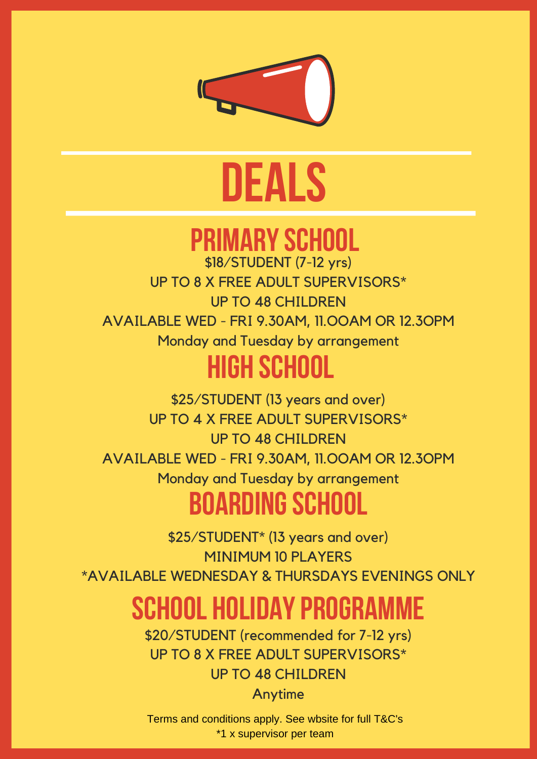# DEALS

## PRIMARY SCHOOL

$18/STUDENT (7-12 yrs)

UP TO 8 X FREE ADULT SUPERVISORS*

UP TO 48 CHILDREN

AVAILABLE WED - FRI 9.30AM, 11.00AM OR 12.30PM

Monday and Tuesday by arrangement

## HIGH SCHOOL

$25/STUDENT (13 years and over)

UP TO 4 X FREE ADULT SUPERVISORS*

UP TO 48 CHILDREN

AVAILABLE WED - FRI 9.30AM, 11.00AM OR 12.30PM

Monday and Tuesday by arrangement

## BOARDING SCHOOL

$25/STUDENT* (13 years and over)

MINIMUM 10 PLAYERS

*AVAILABLE WEDNESDAY & THURSDAYS EVENINGS ONLY

## SCHOOL HOLIDAY PROGRAMME

$20/STUDENT (recommended for 7-12 yrs)

UP TO 8 X FREE ADULT SUPERVISORS*

UP TO 48 CHILDREN

Anytime

Terms and conditions apply. See wbsite for full T&C's

*1 x supervisor per team